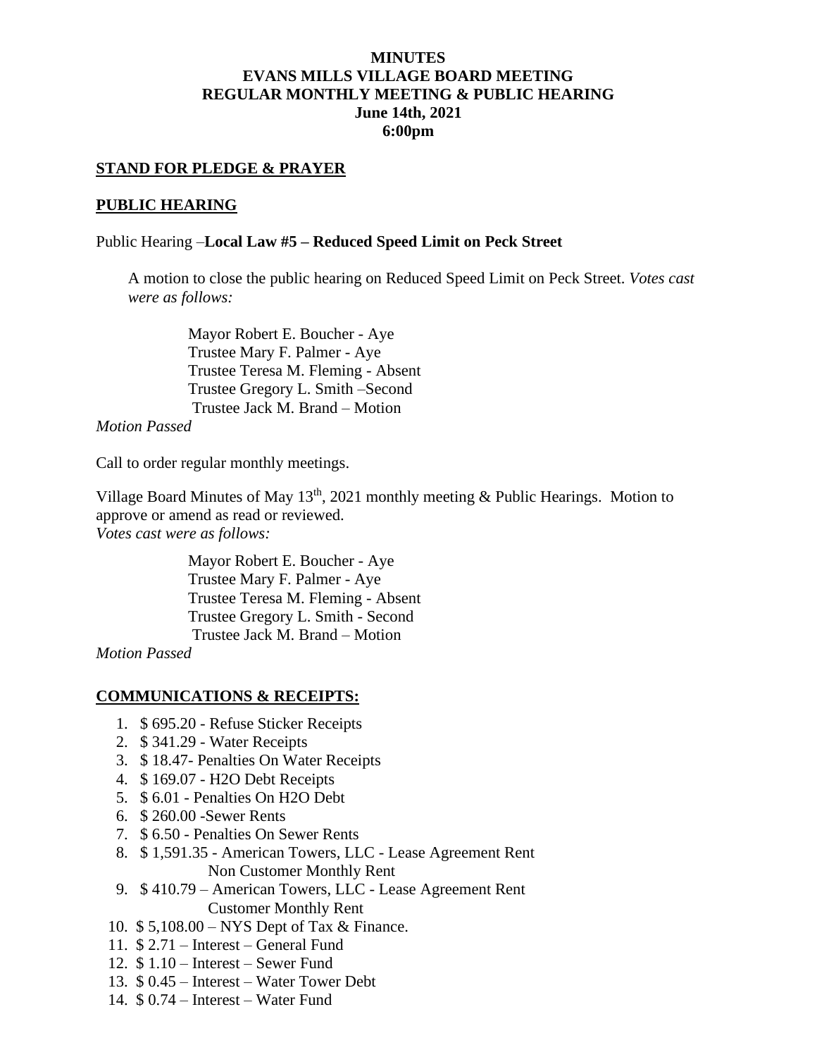# MINUTES
## EVANS MILLS VILLAGE BOARD MEETING
## REGULAR MONTHLY MEETING & PUBLIC HEARING
## June 14th, 2021
## 6:00pm

**STAND FOR PLEDGE & PRAYER**

**PUBLIC HEARING**

Public Hearing –**Local Law #5 – Reduced Speed Limit on Peck Street**

A motion to close the public hearing on Reduced Speed Limit on Peck Street. *Votes cast were as follows:*

Mayor Robert E. Boucher - Aye
Trustee Mary F. Palmer - Aye
Trustee Teresa M. Fleming - Absent
Trustee Gregory L. Smith –Second
Trustee Jack M. Brand – Motion

*Motion Passed*

Call to order regular monthly meetings.

Village Board Minutes of May 13th, 2021 monthly meeting & Public Hearings. Motion to approve or amend as read or reviewed.
*Votes cast were as follows:*

Mayor Robert E. Boucher - Aye
Trustee Mary F. Palmer - Aye
Trustee Teresa M. Fleming - Absent
Trustee Gregory L. Smith - Second
Trustee Jack M. Brand – Motion

*Motion Passed*

**COMMUNICATIONS & RECEIPTS:**

1. $ 695.20 - Refuse Sticker Receipts
2. $ 341.29 - Water Receipts
3. $ 18.47- Penalties On Water Receipts
4. $ 169.07 - H2O Debt Receipts
5. $ 6.01 - Penalties On H2O Debt
6. $ 260.00 -Sewer Rents
7. $ 6.50 - Penalties On Sewer Rents
8. $ 1,591.35 - American Towers, LLC - Lease Agreement Rent
   Non Customer Monthly Rent
9. $ 410.79 – American Towers, LLC - Lease Agreement Rent
   Customer Monthly Rent
10. $ 5,108.00 – NYS Dept of Tax & Finance.
11. $ 2.71 – Interest – General Fund
12. $ 1.10 – Interest – Sewer Fund
13. $ 0.45 – Interest – Water Tower Debt
14. $ 0.74 – Interest – Water Fund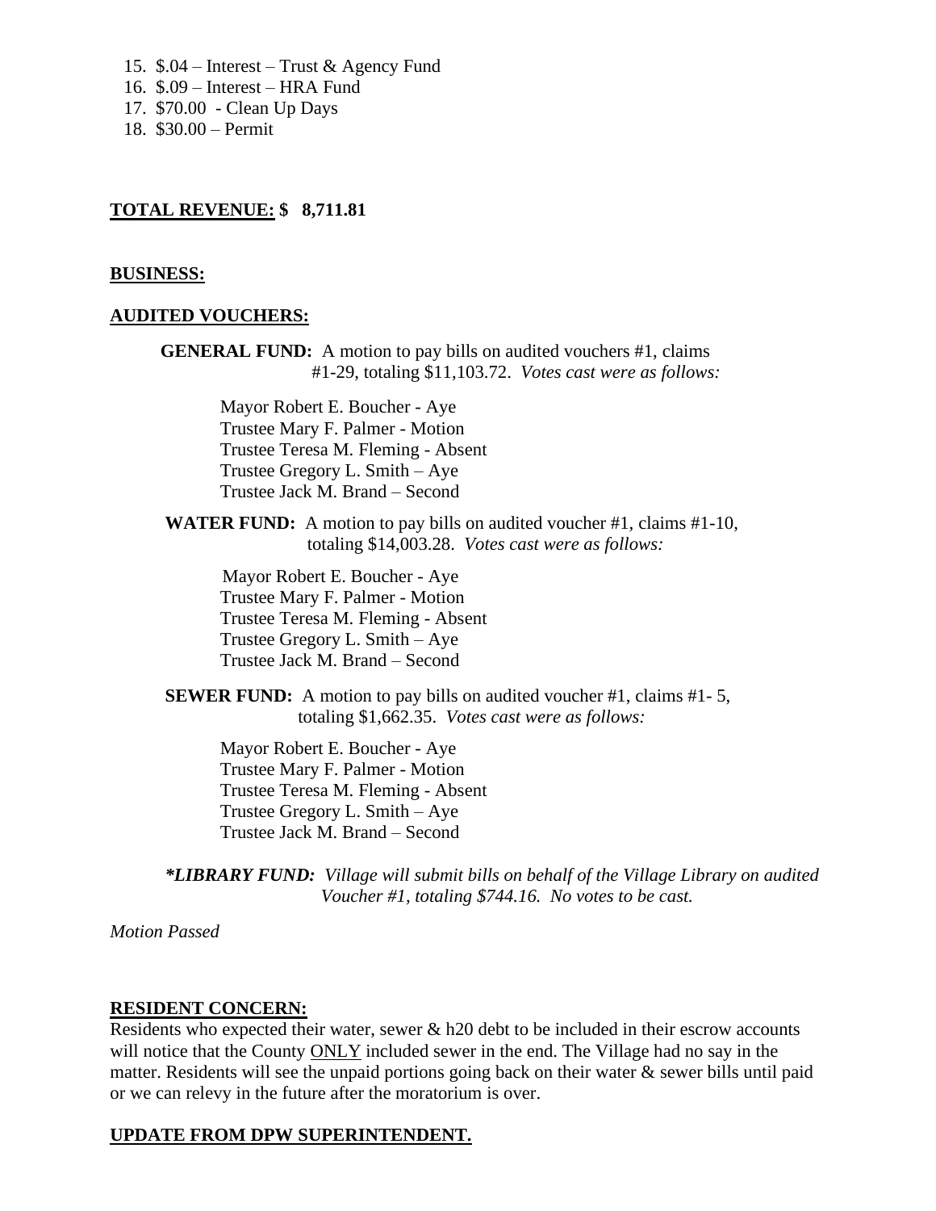15. $.04 – Interest – Trust & Agency Fund
16. $.09 – Interest – HRA Fund
17. $70.00 - Clean Up Days
18. $30.00 – Permit

**TOTAL REVENUE: $ 8,711.81**

**BUSINESS:**

**AUDITED VOUCHERS:**

**GENERAL FUND:** A motion to pay bills on audited vouchers #1, claims #1-29, totaling $11,103.72. *Votes cast were as follows:*

Mayor Robert E. Boucher - Aye
Trustee Mary F. Palmer - Motion
Trustee Teresa M. Fleming - Absent
Trustee Gregory L. Smith – Aye
Trustee Jack M. Brand – Second

**WATER FUND:** A motion to pay bills on audited voucher #1, claims #1-10, totaling $14,003.28. *Votes cast were as follows:*

Mayor Robert E. Boucher - Aye
Trustee Mary F. Palmer - Motion
Trustee Teresa M. Fleming - Absent
Trustee Gregory L. Smith – Aye
Trustee Jack M. Brand – Second

**SEWER FUND:** A motion to pay bills on audited voucher #1, claims #1- 5, totaling $1,662.35. *Votes cast were as follows:*

Mayor Robert E. Boucher - Aye
Trustee Mary F. Palmer - Motion
Trustee Teresa M. Fleming - Absent
Trustee Gregory L. Smith – Aye
Trustee Jack M. Brand – Second

***LIBRARY FUND:*** *Village will submit bills on behalf of the Village Library on audited Voucher #1, totaling $744.16. No votes to be cast.*

*Motion Passed*

**RESIDENT CONCERN:**

Residents who expected their water, sewer & h20 debt to be included in their escrow accounts will notice that the County ONLY included sewer in the end. The Village had no say in the matter. Residents will see the unpaid portions going back on their water & sewer bills until paid or we can relevy in the future after the moratorium is over.

**UPDATE FROM DPW SUPERINTENDENT.**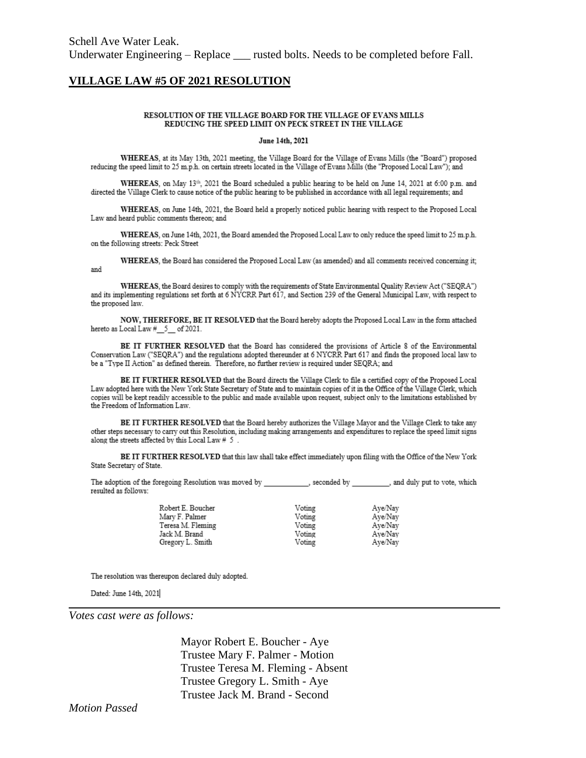Schell Ave Water Leak.
Underwater Engineering – Replace ___ rusted bolts. Needs to be completed before Fall.

## **VILLAGE LAW #5 OF 2021 RESOLUTION**

**RESOLUTION OF THE VILLAGE BOARD FOR THE VILLAGE OF EVANS MILLS REDUCING THE SPEED LIMIT ON PECK STREET IN THE VILLAGE**

**June 14th, 2021**

**WHEREAS**, at its May 13th, 2021 meeting, the Village Board for the Village of Evans Mills (the "Board") proposed reducing the speed limit to 25 m.p.h. on certain streets located in the Village of Evans Mills (the "Proposed Local Law"); and

**WHEREAS**, on May 13th, 2021 the Board scheduled a public hearing to be held on June 14, 2021 at 6:00 p.m. and directed the Village Clerk to cause notice of the public hearing to be published in accordance with all legal requirements; and

**WHEREAS**, on June 14th, 2021, the Board held a properly noticed public hearing with respect to the Proposed Local Law and heard public comments thereon; and

**WHEREAS**, on June 14th, 2021, the Board amended the Proposed Local Law to only reduce the speed limit to 25 m.p.h. on the following streets: Peck Street

**WHEREAS**, the Board has considered the Proposed Local Law (as amended) and all comments received concerning it; and

**WHEREAS**, the Board desires to comply with the requirements of State Environmental Quality Review Act ("SEQRA") and its implementing regulations set forth at 6 NYCRR Part 617, and Section 239 of the General Municipal Law, with respect to the proposed law.

**NOW, THEREFORE, BE IT RESOLVED** that the Board hereby adopts the Proposed Local Law in the form attached hereto as Local Law #__5__ of 2021.

**BE IT FURTHER RESOLVED** that the Board has considered the provisions of Article 8 of the Environmental Conservation Law ("SEQRA") and the regulations adopted thereunder at 6 NYCRR Part 617 and finds the proposed local law to be a "Type II Action" as defined therein. Therefore, no further review is required under SEQRA; and

**BE IT FURTHER RESOLVED** that the Board directs the Village Clerk to file a certified copy of the Proposed Local Law adopted here with the New York State Secretary of State and to maintain copies of it in the Office of the Village Clerk, which copies will be kept readily accessible to the public and made available upon request, subject only to the limitations established by the Freedom of Information Law.

**BE IT FURTHER RESOLVED** that the Board hereby authorizes the Village Mayor and the Village Clerk to take any other steps necessary to carry out this Resolution, including making arrangements and expenditures to replace the speed limit signs along the streets affected by this Local Law # 5 .

**BE IT FURTHER RESOLVED** that this law shall take effect immediately upon filing with the Office of the New York State Secretary of State.

The adoption of the foregoing Resolution was moved by ___________, seconded by _________, and duly put to vote, which resulted as follows:

| | | |
|---|---|---|
| Robert E. Boucher | Voting | Aye/Nay |
| Mary F. Palmer | Voting | Aye/Nay |
| Teresa M. Fleming | Voting | Aye/Nay |
| Jack M. Brand | Voting | Aye/Nay |
| Gregory L. Smith | Voting | Aye/Nay |

The resolution was thereupon declared duly adopted.

Dated: June 14th, 2021

---

*Votes cast were as follows:*

Mayor Robert E. Boucher - Aye
Trustee Mary F. Palmer - Motion
Trustee Teresa M. Fleming - Absent
Trustee Gregory L. Smith - Aye
Trustee Jack M. Brand - Second

*Motion Passed*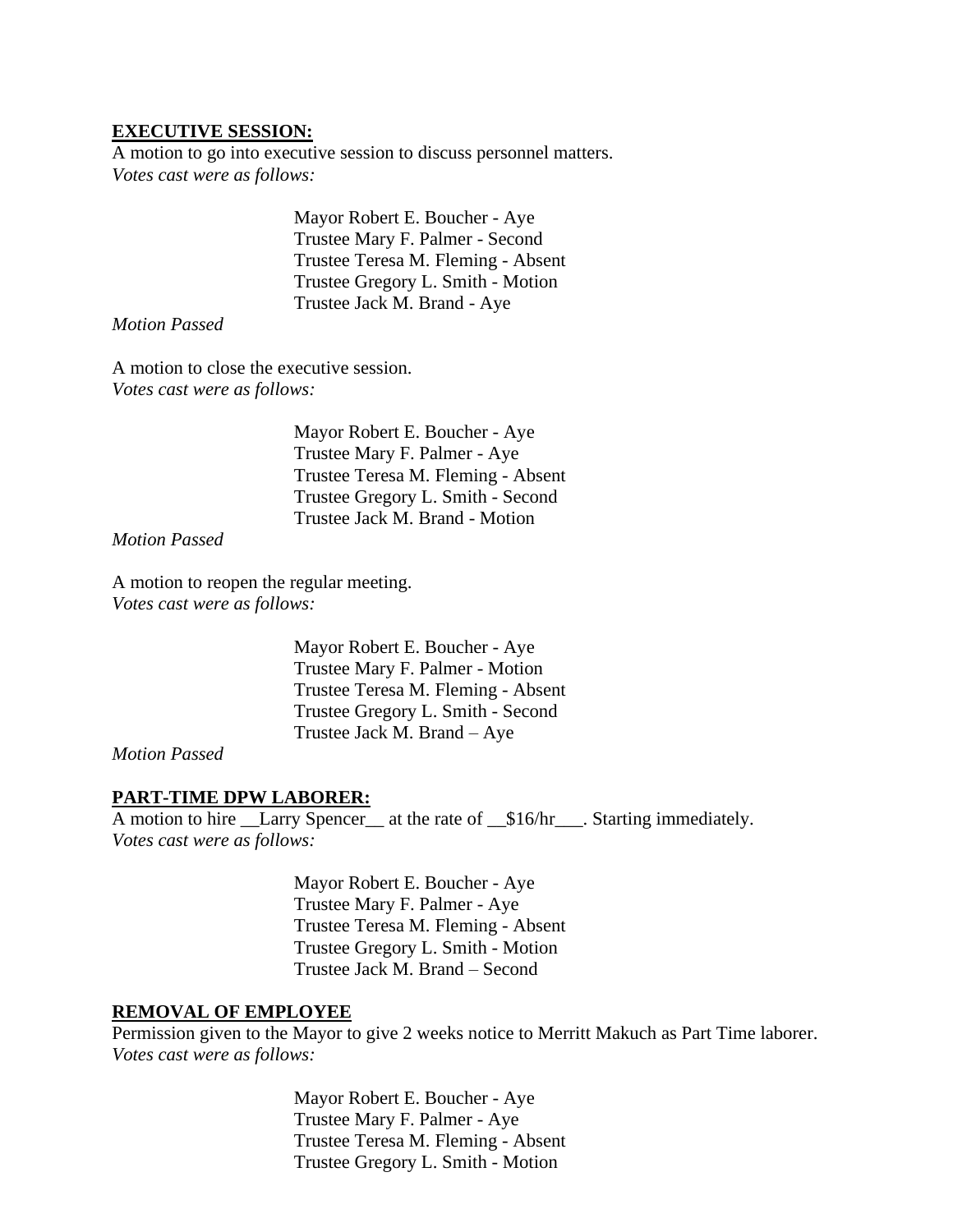**EXECUTIVE SESSION:**

A motion to go into executive session to discuss personnel matters.
*Votes cast were as follows:*

Mayor Robert E. Boucher - Aye
Trustee Mary F. Palmer - Second
Trustee Teresa M. Fleming - Absent
Trustee Gregory L. Smith - Motion
Trustee Jack M. Brand - Aye

*Motion Passed*

A motion to close the executive session.
*Votes cast were as follows:*

Mayor Robert E. Boucher - Aye
Trustee Mary F. Palmer - Aye
Trustee Teresa M. Fleming - Absent
Trustee Gregory L. Smith - Second
Trustee Jack M. Brand - Motion

*Motion Passed*

A motion to reopen the regular meeting.
*Votes cast were as follows:*

Mayor Robert E. Boucher - Aye
Trustee Mary F. Palmer - Motion
Trustee Teresa M. Fleming - Absent
Trustee Gregory L. Smith - Second
Trustee Jack M. Brand – Aye

*Motion Passed*

**PART-TIME DPW LABORER:**

A motion to hire __Larry Spencer__ at the rate of __$16/hr___. Starting immediately.
*Votes cast were as follows:*

Mayor Robert E. Boucher - Aye
Trustee Mary F. Palmer - Aye
Trustee Teresa M. Fleming - Absent
Trustee Gregory L. Smith - Motion
Trustee Jack M. Brand – Second

**REMOVAL OF EMPLOYEE**

Permission given to the Mayor to give 2 weeks notice to Merritt Makuch as Part Time laborer.
*Votes cast were as follows:*

Mayor Robert E. Boucher - Aye
Trustee Mary F. Palmer - Aye
Trustee Teresa M. Fleming - Absent
Trustee Gregory L. Smith - Motion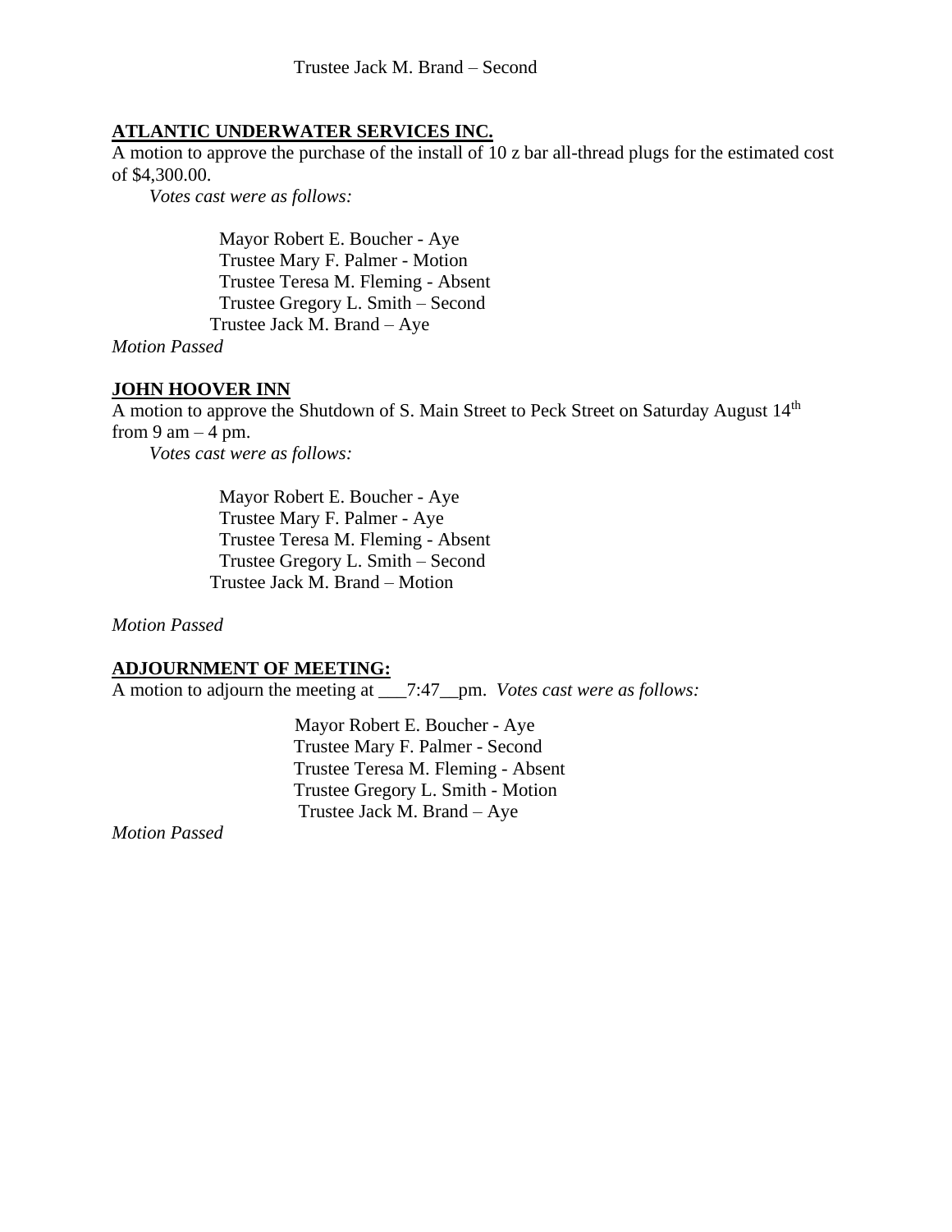Trustee Jack M. Brand – Second

**ATLANTIC UNDERWATER SERVICES INC.**

A motion to approve the purchase of the install of 10 z bar all-thread plugs for the estimated cost of $4,300.00.

*Votes cast were as follows:*

Mayor Robert E. Boucher - Aye
Trustee Mary F. Palmer - Motion
Trustee Teresa M. Fleming - Absent
Trustee Gregory L. Smith – Second
Trustee Jack M. Brand – Aye

*Motion Passed*

**JOHN HOOVER INN**

A motion to approve the Shutdown of S. Main Street to Peck Street on Saturday August 14th from 9 am – 4 pm.

*Votes cast were as follows:*

Mayor Robert E. Boucher - Aye
Trustee Mary F. Palmer - Aye
Trustee Teresa M. Fleming - Absent
Trustee Gregory L. Smith – Second
Trustee Jack M. Brand – Motion

*Motion Passed*

**ADJOURNMENT OF MEETING:**

A motion to adjourn the meeting at ___7:47__pm. *Votes cast were as follows:*

Mayor Robert E. Boucher - Aye
Trustee Mary F. Palmer - Second
Trustee Teresa M. Fleming - Absent
Trustee Gregory L. Smith - Motion
Trustee Jack M. Brand – Aye

*Motion Passed*